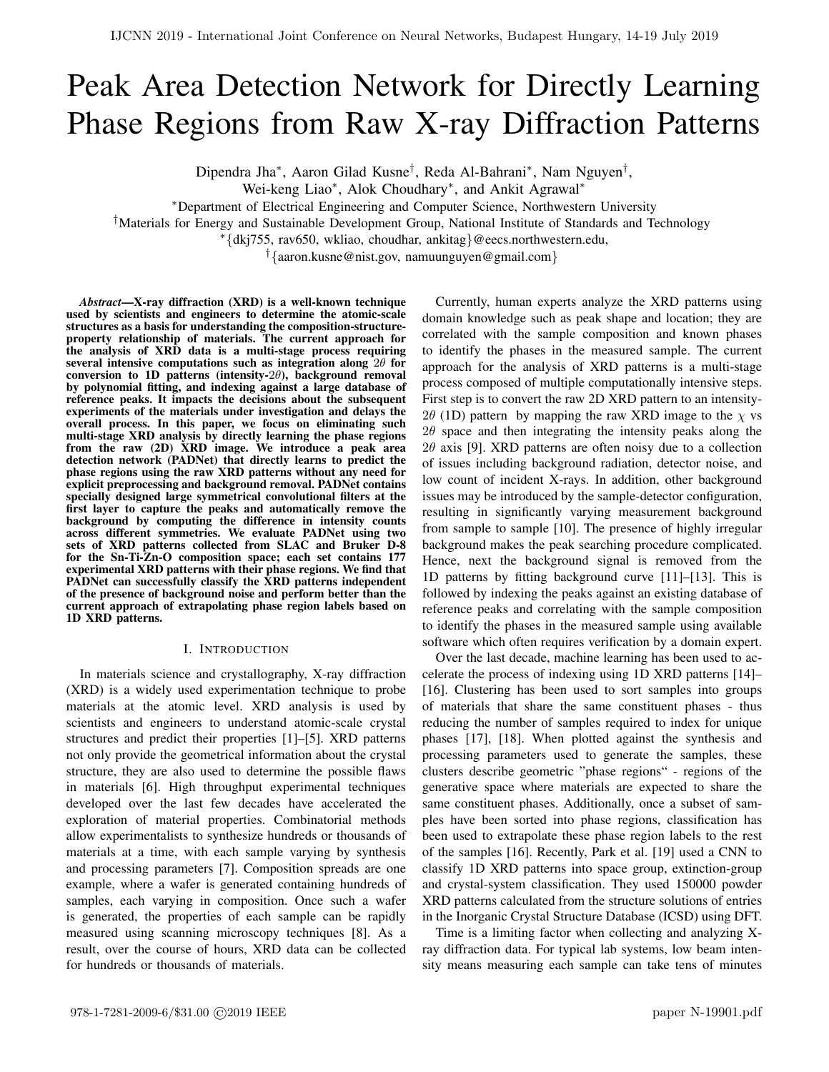# Peak Area Detection Network for Directly Learning Phase Regions from Raw X-ray Diffraction Patterns

Dipendra Jha[*], Aaron Gilad Kusne[†], Reda Al-Bahrani[*], Nam Nguyen[†], Wei-keng Liao[*], Alok Choudhary[*], and Ankit Agrawal[*]

[*]Department of Electrical Engineering and Computer Science, Northwestern University
[†]Materials for Energy and Sustainable Development Group, National Institute of Standards and Technology
[*]{dkj755, rav650, wkliao, choudhar, ankitag}@eecs.northwestern.edu,
[†]{aaron.kusne@nist.gov, namuunguyen@gmail.com}

***Abstract*—X-ray diffraction (XRD) is a well-known technique used by scientists and engineers to determine the atomic-scale structures as a basis for understanding the composition-structure-property relationship of materials. The current approach for the analysis of XRD data is a multi-stage process requiring several intensive computations such as integration along $2\theta$ for conversion to 1D patterns (intensity-$2\theta$), background removal by polynomial fitting, and indexing against a large database of reference peaks. It impacts the decisions about the subsequent experiments of the materials under investigation and delays the overall process. In this paper, we focus on eliminating such multi-stage XRD analysis by directly learning the phase regions from the raw (2D) XRD image. We introduce a peak area detection network (PADNet) that directly learns to predict the phase regions using the raw XRD patterns without any need for explicit preprocessing and background removal. PADNet contains specially designed large symmetrical convolutional filters at the first layer to capture the peaks and automatically remove the background by computing the difference in intensity counts across different symmetries. We evaluate PADNet using two sets of XRD patterns collected from SLAC and Bruker D-8 for the Sn-Ti-Zn-O composition space; each set contains 177 experimental XRD patterns with their phase regions. We find that PADNet can successfully classify the XRD patterns independent of the presence of background noise and perform better than the current approach of extrapolating phase region labels based on 1D XRD patterns.**

## I. Introduction

In materials science and crystallography, X-ray diffraction (XRD) is a widely used experimentation technique to probe materials at the atomic level. XRD analysis is used by scientists and engineers to understand atomic-scale crystal structures and predict their properties [1]–[5]. XRD patterns not only provide the geometrical information about the crystal structure, they are also used to determine the possible flaws in materials [6]. High throughput experimental techniques developed over the last few decades have accelerated the exploration of material properties. Combinatorial methods allow experimentalists to synthesize hundreds or thousands of materials at a time, with each sample varying by synthesis and processing parameters [7]. Composition spreads are one example, where a wafer is generated containing hundreds of samples, each varying in composition. Once such a wafer is generated, the properties of each sample can be rapidly measured using scanning microscopy techniques [8]. As a result, over the course of hours, XRD data can be collected for hundreds or thousands of materials.

Currently, human experts analyze the XRD patterns using domain knowledge such as peak shape and location; they are correlated with the sample composition and known phases to identify the phases in the measured sample. The current approach for the analysis of XRD patterns is a multi-stage process composed of multiple computationally intensive steps. First step is to convert the raw 2D XRD pattern to an intensity-$2\theta$ (1D) pattern by mapping the raw XRD image to the $\chi$ vs $2\theta$ space and then integrating the intensity peaks along the $2\theta$ axis [9]. XRD patterns are often noisy due to a collection of issues including background radiation, detector noise, and low count of incident X-rays. In addition, other background issues may be introduced by the sample-detector configuration, resulting in significantly varying measurement background from sample to sample [10]. The presence of highly irregular background makes the peak searching procedure complicated. Hence, next the background signal is removed from the 1D patterns by fitting background curve [11]–[13]. This is followed by indexing the peaks against an existing database of reference peaks and correlating with the sample composition to identify the phases in the measured sample using available software which often requires verification by a domain expert.

Over the last decade, machine learning has been used to accelerate the process of indexing using 1D XRD patterns [14]–[16]. Clustering has been used to sort samples into groups of materials that share the same constituent phases - thus reducing the number of samples required to index for unique phases [17], [18]. When plotted against the synthesis and processing parameters used to generate the samples, these clusters describe geometric "phase regions" - regions of the generative space where materials are expected to share the same constituent phases. Additionally, once a subset of samples have been sorted into phase regions, classification has been used to extrapolate these phase region labels to the rest of the samples [16]. Recently, Park et al. [19] used a CNN to classify 1D XRD patterns into space group, extinction-group and crystal-system classification. They used 150000 powder XRD patterns calculated from the structure solutions of entries in the Inorganic Crystal Structure Database (ICSD) using DFT.

Time is a limiting factor when collecting and analyzing X-ray diffraction data. For typical lab systems, low beam intensity means measuring each sample can take tens of minutes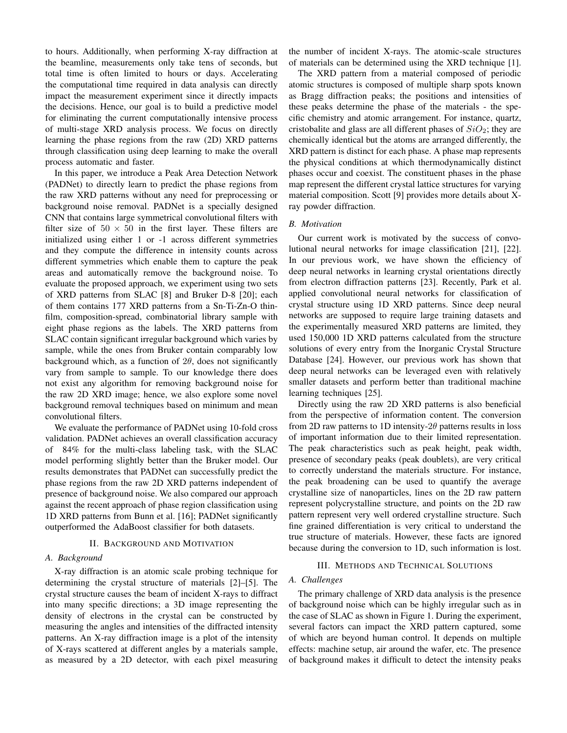to hours. Additionally, when performing X-ray diffraction at the beamline, measurements only take tens of seconds, but total time is often limited to hours or days. Accelerating the computational time required in data analysis can directly impact the measurement experiment since it directly impacts the decisions. Hence, our goal is to build a predictive model for eliminating the current computationally intensive process of multi-stage XRD analysis process. We focus on directly learning the phase regions from the raw (2D) XRD patterns through classification using deep learning to make the overall process automatic and faster.

In this paper, we introduce a Peak Area Detection Network (PADNet) to directly learn to predict the phase regions from the raw XRD patterns without any need for preprocessing or background noise removal. PADNet is a specially designed CNN that contains large symmetrical convolutional filters with filter size of $50 \times 50$ in the first layer. These filters are initialized using either 1 or -1 across different symmetries and they compute the difference in intensity counts across different symmetries which enable them to capture the peak areas and automatically remove the background noise. To evaluate the proposed approach, we experiment using two sets of XRD patterns from SLAC [8] and Bruker D-8 [20]; each of them contains 177 XRD patterns from a Sn-Ti-Zn-O thin-film, composition-spread, combinatorial library sample with eight phase regions as the labels. The XRD patterns from SLAC contain significant irregular background which varies by sample, while the ones from Bruker contain comparably low background which, as a function of $2\theta$, does not significantly vary from sample to sample. To our knowledge there does not exist any algorithm for removing background noise for the raw 2D XRD image; hence, we also explore some novel background removal techniques based on minimum and mean convolutional filters.

We evaluate the performance of PADNet using 10-fold cross validation. PADNet achieves an overall classification accuracy of 84% for the multi-class labeling task, with the SLAC model performing slightly better than the Bruker model. Our results demonstrates that PADNet can successfully predict the phase regions from the raw 2D XRD patterns independent of presence of background noise. We also compared our approach against the recent approach of phase region classification using 1D XRD patterns from Bunn et al. [16]; PADNet significantly outperformed the AdaBoost classifier for both datasets.

## II. Background and Motivation

### A. Background

X-ray diffraction is an atomic scale probing technique for determining the crystal structure of materials [2]–[5]. The crystal structure causes the beam of incident X-rays to diffract into many specific directions; a 3D image representing the density of electrons in the crystal can be constructed by measuring the angles and intensities of the diffracted intensity patterns. An X-ray diffraction image is a plot of the intensity of X-rays scattered at different angles by a materials sample, as measured by a 2D detector, with each pixel measuring the number of incident X-rays. The atomic-scale structures of materials can be determined using the XRD technique [1].

The XRD pattern from a material composed of periodic atomic structures is composed of multiple sharp spots known as Bragg diffraction peaks; the positions and intensities of these peaks determine the phase of the materials - the specific chemistry and atomic arrangement. For instance, quartz, cristobalite and glass are all different phases of $SiO_2$; they are chemically identical but the atoms are arranged differently, the XRD pattern is distinct for each phase. A phase map represents the physical conditions at which thermodynamically distinct phases occur and coexist. The constituent phases in the phase map represent the different crystal lattice structures for varying material composition. Scott [9] provides more details about X-ray powder diffraction.

### B. Motivation

Our current work is motivated by the success of convolutional neural networks for image classification [21], [22]. In our previous work, we have shown the efficiency of deep neural networks in learning crystal orientations directly from electron diffraction patterns [23]. Recently, Park et al. applied convolutional neural networks for classification of crystal structure using 1D XRD patterns. Since deep neural networks are supposed to require large training datasets and the experimentally measured XRD patterns are limited, they used 150,000 1D XRD patterns calculated from the structure solutions of every entry from the Inorganic Crystal Structure Database [24]. However, our previous work has shown that deep neural networks can be leveraged even with relatively smaller datasets and perform better than traditional machine learning techniques [25].

Directly using the raw 2D XRD patterns is also beneficial from the perspective of information content. The conversion from 2D raw patterns to 1D intensity-$2\theta$ patterns results in loss of important information due to their limited representation. The peak characteristics such as peak height, peak width, presence of secondary peaks (peak doublets), are very critical to correctly understand the materials structure. For instance, the peak broadening can be used to quantify the average crystalline size of nanoparticles, lines on the 2D raw pattern represent polycrystalline structure, and points on the 2D raw pattern represent very well ordered crystalline structure. Such fine grained differentiation is very critical to understand the true structure of materials. However, these facts are ignored because during the conversion to 1D, such information is lost.

## III. Methods and Technical Solutions

### A. Challenges

The primary challenge of XRD data analysis is the presence of background noise which can be highly irregular such as in the case of SLAC as shown in Figure 1. During the experiment, several factors can impact the XRD pattern captured, some of which are beyond human control. It depends on multiple effects: machine setup, air around the wafer, etc. The presence of background makes it difficult to detect the intensity peaks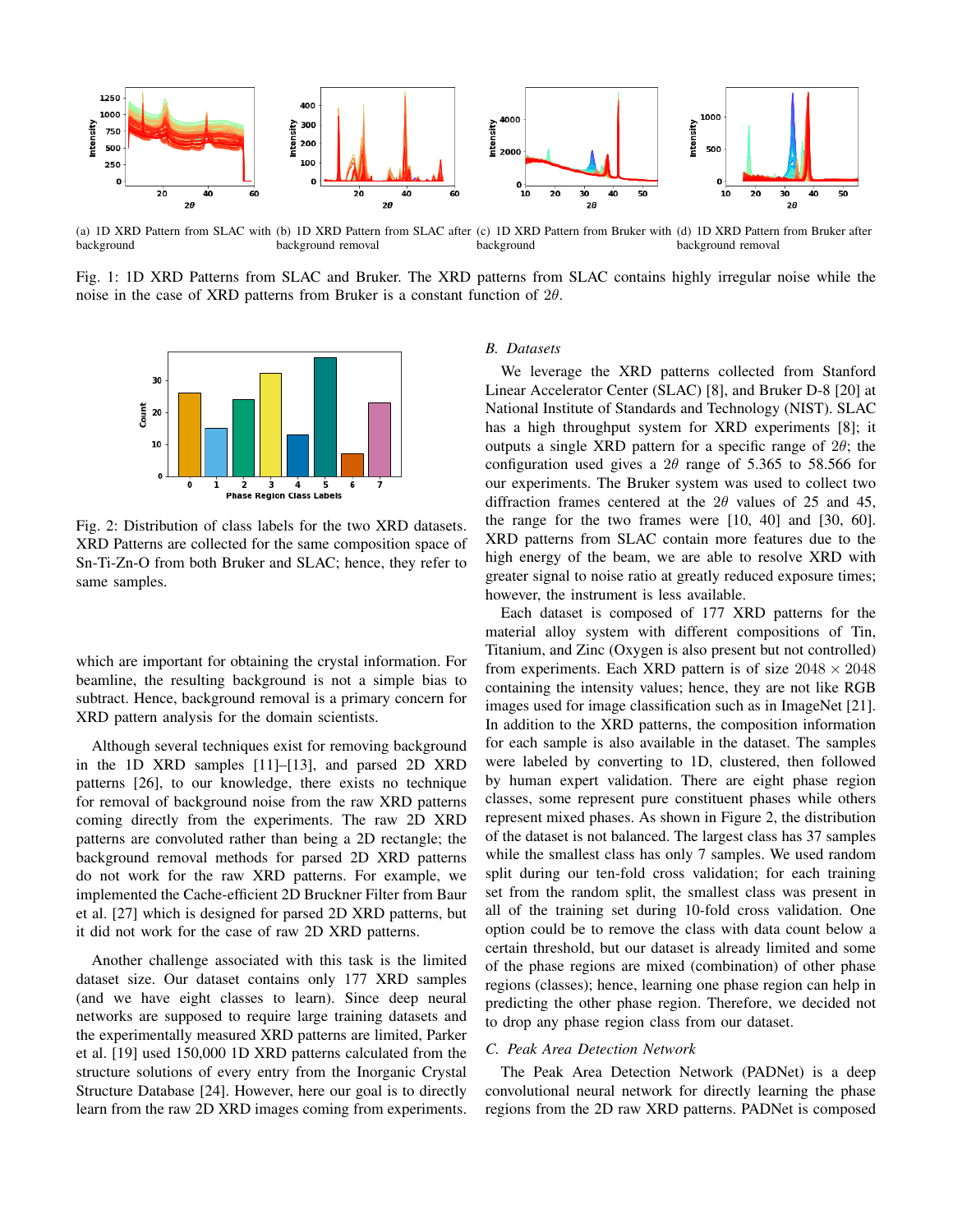(a) 1D XRD Pattern from SLAC with background

(b) 1D XRD Pattern from SLAC after background removal

(c) 1D XRD Pattern from Bruker with background

(d) 1D XRD Pattern from Bruker after background removal

Fig. 1: 1D XRD Patterns from SLAC and Bruker. The XRD patterns from SLAC contains highly irregular noise while the noise in the case of XRD patterns from Bruker is a constant function of $2\theta$.

Fig. 2: Distribution of class labels for the two XRD datasets. XRD Patterns are collected for the same composition space of Sn-Ti-Zn-O from both Bruker and SLAC; hence, they refer to same samples.

which are important for obtaining the crystal information. For beamline, the resulting background is not a simple bias to subtract. Hence, background removal is a primary concern for XRD pattern analysis for the domain scientists.

Although several techniques exist for removing background in the 1D XRD samples [11]–[13], and parsed 2D XRD patterns [26], to our knowledge, there exists no technique for removal of background noise from the raw XRD patterns coming directly from the experiments. The raw 2D XRD patterns are convoluted rather than being a 2D rectangle; the background removal methods for parsed 2D XRD patterns do not work for the raw XRD patterns. For example, we implemented the Cache-efficient 2D Bruckner Filter from Baur et al. [27] which is designed for parsed 2D XRD patterns, but it did not work for the case of raw 2D XRD patterns.

Another challenge associated with this task is the limited dataset size. Our dataset contains only 177 XRD samples (and we have eight classes to learn). Since deep neural networks are supposed to require large training datasets and the experimentally measured XRD patterns are limited, Parker et al. [19] used 150,000 1D XRD patterns calculated from the structure solutions of every entry from the Inorganic Crystal Structure Database [24]. However, here our goal is to directly learn from the raw 2D XRD images coming from experiments.

### *B. Datasets*

We leverage the XRD patterns collected from Stanford Linear Accelerator Center (SLAC) [8], and Bruker D-8 [20] at National Institute of Standards and Technology (NIST). SLAC has a high throughput system for XRD experiments [8]; it outputs a single XRD pattern for a specific range of $2\theta$; the configuration used gives a $2\theta$ range of 5.365 to 58.566 for our experiments. The Bruker system was used to collect two diffraction frames centered at the $2\theta$ values of 25 and 45, the range for the two frames were [10, 40] and [30, 60]. XRD patterns from SLAC contain more features due to the high energy of the beam, we are able to resolve XRD with greater signal to noise ratio at greatly reduced exposure times; however, the instrument is less available.

Each dataset is composed of 177 XRD patterns for the material alloy system with different compositions of Tin, Titanium, and Zinc (Oxygen is also present but not controlled) from experiments. Each XRD pattern is of size $2048 \times 2048$ containing the intensity values; hence, they are not like RGB images used for image classification such as in ImageNet [21]. In addition to the XRD patterns, the composition information for each sample is also available in the dataset. The samples were labeled by converting to 1D, clustered, then followed by human expert validation. There are eight phase region classes, some represent pure constituent phases while others represent mixed phases. As shown in Figure 2, the distribution of the dataset is not balanced. The largest class has 37 samples while the smallest class has only 7 samples. We used random split during our ten-fold cross validation; for each training set from the random split, the smallest class was present in all of the training set during 10-fold cross validation. One option could be to remove the class with data count below a certain threshold, but our dataset is already limited and some of the phase regions are mixed (combination) of other phase regions (classes); hence, learning one phase region can help in predicting the other phase region. Therefore, we decided not to drop any phase region class from our dataset.

### *C. Peak Area Detection Network*

The Peak Area Detection Network (PADNet) is a deep convolutional neural network for directly learning the phase regions from the 2D raw XRD patterns. PADNet is composed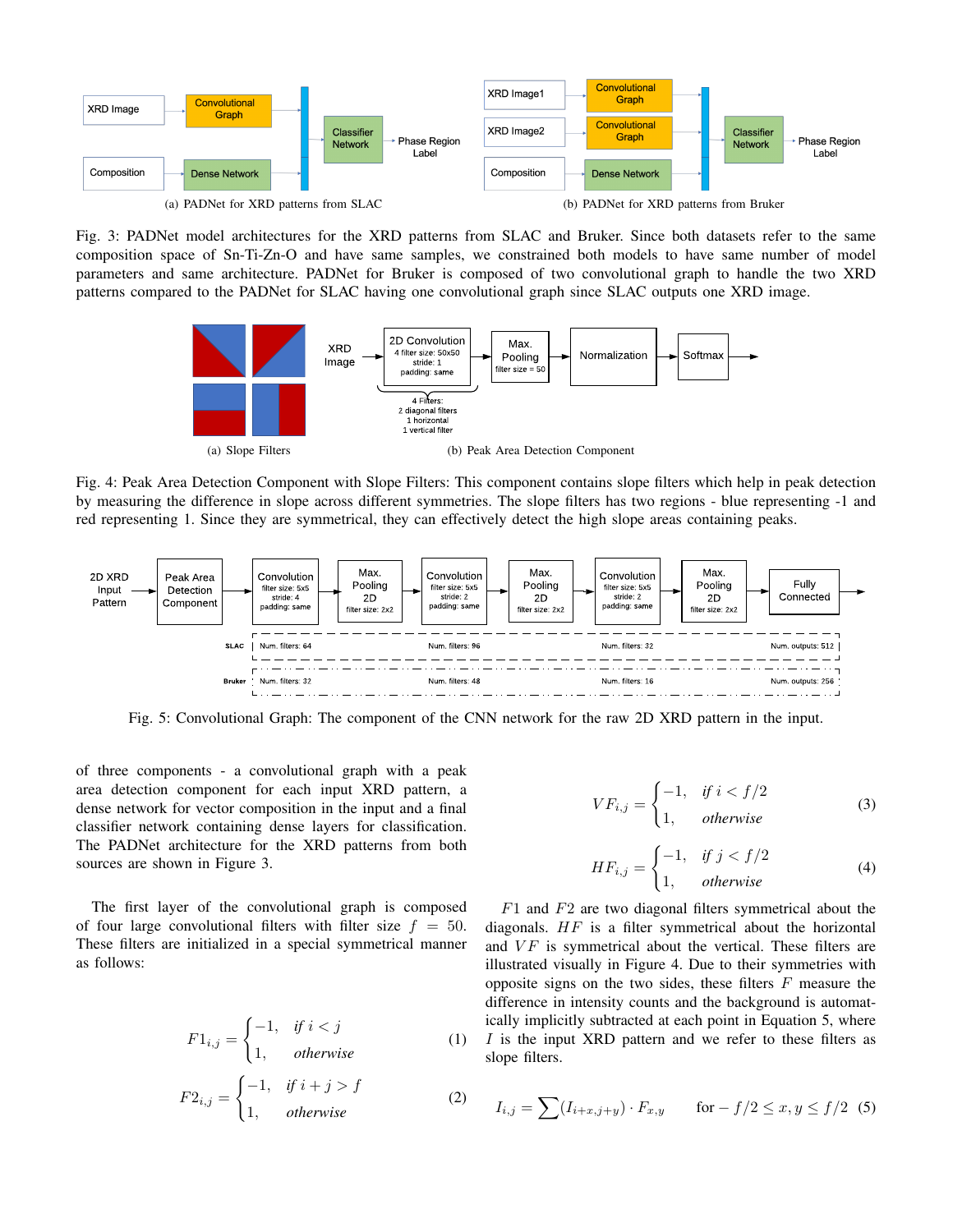(a) PADNet for XRD patterns from SLAC

(b) PADNet for XRD patterns from Bruker

Fig. 3: PADNet model architectures for the XRD patterns from SLAC and Bruker. Since both datasets refer to the same composition space of Sn-Ti-Zn-O and have same samples, we constrained both models to have same number of model parameters and same architecture. PADNet for Bruker is composed of two convolutional graph to handle the two XRD patterns compared to the PADNet for SLAC having one convolutional graph since SLAC outputs one XRD image.

(a) Slope Filters

(b) Peak Area Detection Component

Fig. 4: Peak Area Detection Component with Slope Filters: This component contains slope filters which help in peak detection by measuring the difference in slope across different symmetries. The slope filters has two regions - blue representing -1 and red representing 1. Since they are symmetrical, they can effectively detect the high slope areas containing peaks.

Fig. 5: Convolutional Graph: The component of the CNN network for the raw 2D XRD pattern in the input.

of three components - a convolutional graph with a peak area detection component for each input XRD pattern, a dense network for vector composition in the input and a final classifier network containing dense layers for classification. The PADNet architecture for the XRD patterns from both sources are shown in Figure 3.

The first layer of the convolutional graph is composed of four large convolutional filters with filter size $f = 50$. These filters are initialized in a special symmetrical manner as follows:

$$F1_{i,j} = \begin{cases} -1, & \text{if } i < j \\ 1, & \text{otherwise} \end{cases} \quad (1)$$

$$F2_{i,j} = \begin{cases} -1, & \text{if } i + j > f \\ 1, & \text{otherwise} \end{cases} \quad (2)$$

$$VF_{i,j} = \begin{cases} -1, & \text{if } i < f/2 \\ 1, & \text{otherwise} \end{cases} \quad (3)$$

$$HF_{i,j} = \begin{cases} -1, & \text{if } j < f/2 \\ 1, & \text{otherwise} \end{cases} \quad (4)$$

$F1$ and $F2$ are two diagonal filters symmetrical about the diagonals. $HF$ is a filter symmetrical about the horizontal and $VF$ is symmetrical about the vertical. These filters are illustrated visually in Figure 4. Due to their symmetries with opposite signs on the two sides, these filters $F$ measure the difference in intensity counts and the background is automatically implicitly subtracted at each point in Equation 5, where $I$ is the input XRD pattern and we refer to these filters as slope filters.

$$I_{i,j} = \sum (I_{i+x,j+y}) \cdot F_{x,y} \qquad \text{for} - f/2 \leq x, y \leq f/2 \quad (5)$$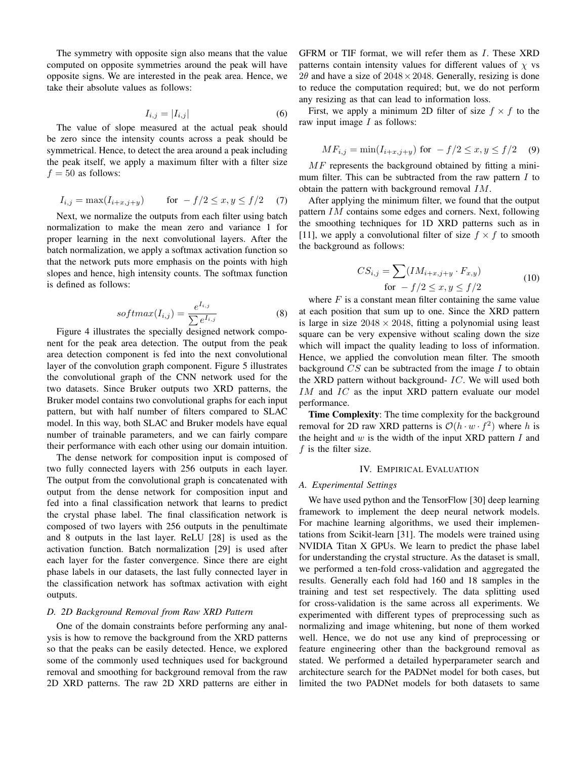The symmetry with opposite sign also means that the value computed on opposite symmetries around the peak will have opposite signs. We are interested in the peak area. Hence, we take their absolute values as follows:

$$I_{i,j} = |I_{i,j}| \tag{6}$$

The value of slope measured at the actual peak should be zero since the intensity counts across a peak should be symmetrical. Hence, to detect the area around a peak including the peak itself, we apply a maximum filter with a filter size $f = 50$ as follows:

$$I_{i,j} = \max(I_{i+x,j+y}) \qquad \text{for } -f/2 \leq x, y \leq f/2 \tag{7}$$

Next, we normalize the outputs from each filter using batch normalization to make the mean zero and variance 1 for proper learning in the next convolutional layers. After the batch normalization, we apply a softmax activation function so that the network puts more emphasis on the points with high slopes and hence, high intensity counts. The softmax function is defined as follows:

$$softmax(I_{i,j}) = \frac{e^{I_{i,j}}}{\sum e^{I_{i,j}}} \tag{8}$$

Figure 4 illustrates the specially designed network component for the peak area detection. The output from the peak area detection component is fed into the next convolutional layer of the convolution graph component. Figure 5 illustrates the convolutional graph of the CNN network used for the two datasets. Since Bruker outputs two XRD patterns, the Bruker model contains two convolutional graphs for each input pattern, but with half number of filters compared to SLAC model. In this way, both SLAC and Bruker models have equal number of trainable parameters, and we can fairly compare their performance with each other using our domain intuition.

The dense network for composition input is composed of two fully connected layers with 256 outputs in each layer. The output from the convolutional graph is concatenated with output from the dense network for composition input and fed into a final classification network that learns to predict the crystal phase label. The final classification network is composed of two layers with 256 outputs in the penultimate and 8 outputs in the last layer. ReLU [28] is used as the activation function. Batch normalization [29] is used after each layer for the faster convergence. Since there are eight phase labels in our datasets, the last fully connected layer in the classification network has softmax activation with eight outputs.

### D. 2D Background Removal from Raw XRD Pattern

One of the domain constraints before performing any analysis is how to remove the background from the XRD patterns so that the peaks can be easily detected. Hence, we explored some of the commonly used techniques used for background removal and smoothing for background removal from the raw 2D XRD patterns. The raw 2D XRD patterns are either in GFRM or TIF format, we will refer them as $I$. These XRD patterns contain intensity values for different values of $\chi$ vs $2\theta$ and have a size of $2048 \times 2048$. Generally, resizing is done to reduce the computation required; but, we do not perform any resizing as that can lead to information loss.

First, we apply a minimum 2D filter of size $f \times f$ to the raw input image $I$ as follows:

$$MF_{i,j} = \min(I_{i+x,j+y}) \text{ for } -f/2 \leq x, y \leq f/2 \tag{9}$$

$MF$ represents the background obtained by fitting a minimum filter. This can be subtracted from the raw pattern $I$ to obtain the pattern with background removal $IM$.

After applying the minimum filter, we found that the output pattern $IM$ contains some edges and corners. Next, following the smoothing techniques for 1D XRD patterns such as in [11], we apply a convolutional filter of size $f \times f$ to smooth the background as follows:

$$CS_{i,j} = \sum (IM_{i+x,j+y} \cdot F_{x,y}) \qquad \text{for } -f/2 \leq x, y \leq f/2 \tag{10}$$

where $F$ is a constant mean filter containing the same value at each position that sum up to one. Since the XRD pattern is large in size $2048 \times 2048$, fitting a polynomial using least square can be very expensive without scaling down the size which will impact the quality leading to loss of information. Hence, we applied the convolution mean filter. The smooth background $CS$ can be subtracted from the image $I$ to obtain the XRD pattern without background- $IC$. We will used both $IM$ and $IC$ as the input XRD pattern evaluate our model performance.

**Time Complexity**: The time complexity for the background removal for 2D raw XRD patterns is $\mathcal{O}(h \cdot w \cdot f^2)$ where $h$ is the height and $w$ is the width of the input XRD pattern $I$ and $f$ is the filter size.

## IV. Empirical Evaluation

### A. Experimental Settings

We have used python and the TensorFlow [30] deep learning framework to implement the deep neural network models. For machine learning algorithms, we used their implementations from Scikit-learn [31]. The models were trained using NVIDIA Titan X GPUs. We learn to predict the phase label for understanding the crystal structure. As the dataset is small, we performed a ten-fold cross-validation and aggregated the results. Generally each fold had 160 and 18 samples in the training and test set respectively. The data splitting used for cross-validation is the same across all experiments. We experimented with different types of preprocessing such as normalizing and image whitening, but none of them worked well. Hence, we do not use any kind of preprocessing or feature engineering other than the background removal as stated. We performed a detailed hyperparameter search and architecture search for the PADNet model for both cases, but limited the two PADNet models for both datasets to same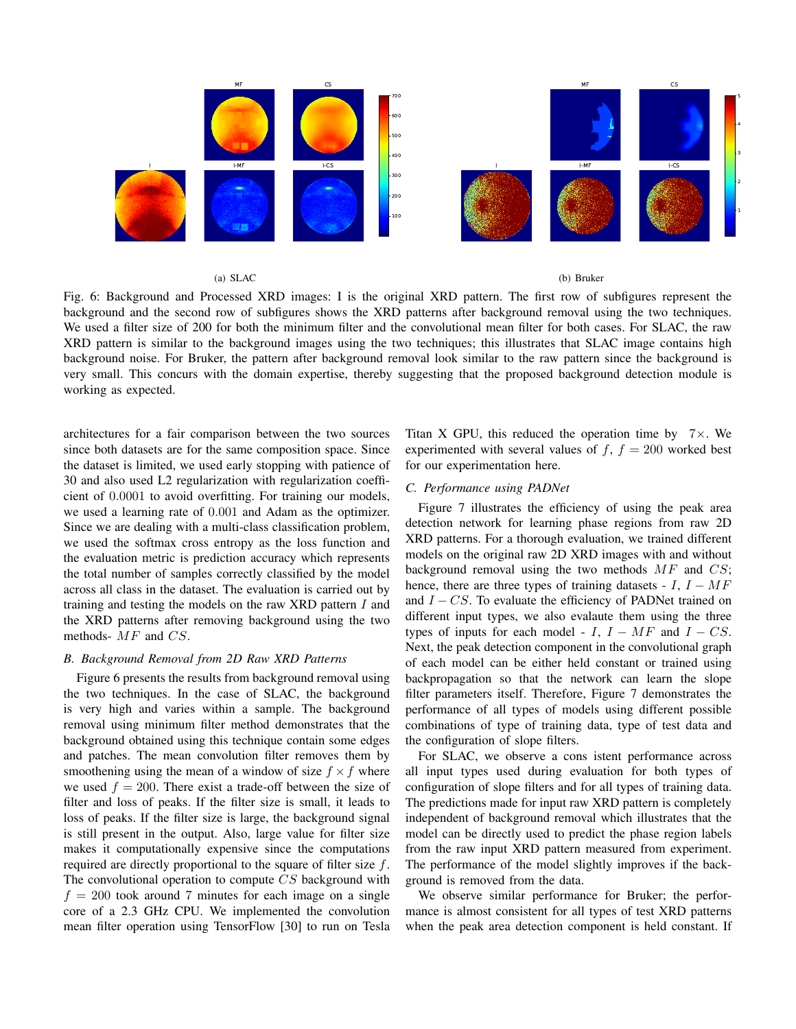(a) SLAC

(b) Bruker

Fig. 6: Background and Processed XRD images: I is the original XRD pattern. The first row of subfigures represent the background and the second row of subfigures shows the XRD patterns after background removal using the two techniques. We used a filter size of 200 for both the minimum filter and the convolutional mean filter for both cases. For SLAC, the raw XRD pattern is similar to the background images using the two techniques; this illustrates that SLAC image contains high background noise. For Bruker, the pattern after background removal look similar to the raw pattern since the background is very small. This concurs with the domain expertise, thereby suggesting that the proposed background detection module is working as expected.

architectures for a fair comparison between the two sources since both datasets are for the same composition space. Since the dataset is limited, we used early stopping with patience of 30 and also used L2 regularization with regularization coefficient of $0.0001$ to avoid overfitting. For training our models, we used a learning rate of $0.001$ and Adam as the optimizer. Since we are dealing with a multi-class classification problem, we used the softmax cross entropy as the loss function and the evaluation metric is prediction accuracy which represents the total number of samples correctly classified by the model across all class in the dataset. The evaluation is carried out by training and testing the models on the raw XRD pattern $I$ and the XRD patterns after removing background using the two methods- $MF$ and $CS$.

### B. Background Removal from 2D Raw XRD Patterns

Figure 6 presents the results from background removal using the two techniques. In the case of SLAC, the background is very high and varies within a sample. The background removal using minimum filter method demonstrates that the background obtained using this technique contain some edges and patches. The mean convolution filter removes them by smoothening using the mean of a window of size $f \times f$ where we used $f = 200$. There exist a trade-off between the size of filter and loss of peaks. If the filter size is small, it leads to loss of peaks. If the filter size is large, the background signal is still present in the output. Also, large value for filter size makes it computationally expensive since the computations required are directly proportional to the square of filter size $f$. The convolutional operation to compute $CS$ background with $f = 200$ took around 7 minutes for each image on a single core of a 2.3 GHz CPU. We implemented the convolution mean filter operation using TensorFlow [30] to run on Tesla Titan X GPU, this reduced the operation time by $7\times$. We experimented with several values of $f$, $f = 200$ worked best for our experimentation here.

### C. Performance using PADNet

Figure 7 illustrates the efficiency of using the peak area detection network for learning phase regions from raw 2D XRD patterns. For a thorough evaluation, we trained different models on the original raw 2D XRD images with and without background removal using the two methods $MF$ and $CS$; hence, there are three types of training datasets - $I$, $I - MF$ and $I - CS$. To evaluate the efficiency of PADNet trained on different input types, we also evalaute them using the three types of inputs for each model - $I$, $I - MF$ and $I - CS$. Next, the peak detection component in the convolutional graph of each model can be either held constant or trained using backpropagation so that the network can learn the slope filter parameters itself. Therefore, Figure 7 demonstrates the performance of all types of models using different possible combinations of type of training data, type of test data and the configuration of slope filters.

For SLAC, we observe a cons istent performance across all input types used during evaluation for both types of configuration of slope filters and for all types of training data. The predictions made for input raw XRD pattern is completely independent of background removal which illustrates that the model can be directly used to predict the phase region labels from the raw input XRD pattern measured from experiment. The performance of the model slightly improves if the background is removed from the data.

We observe similar performance for Bruker; the performance is almost consistent for all types of test XRD patterns when the peak area detection component is held constant. If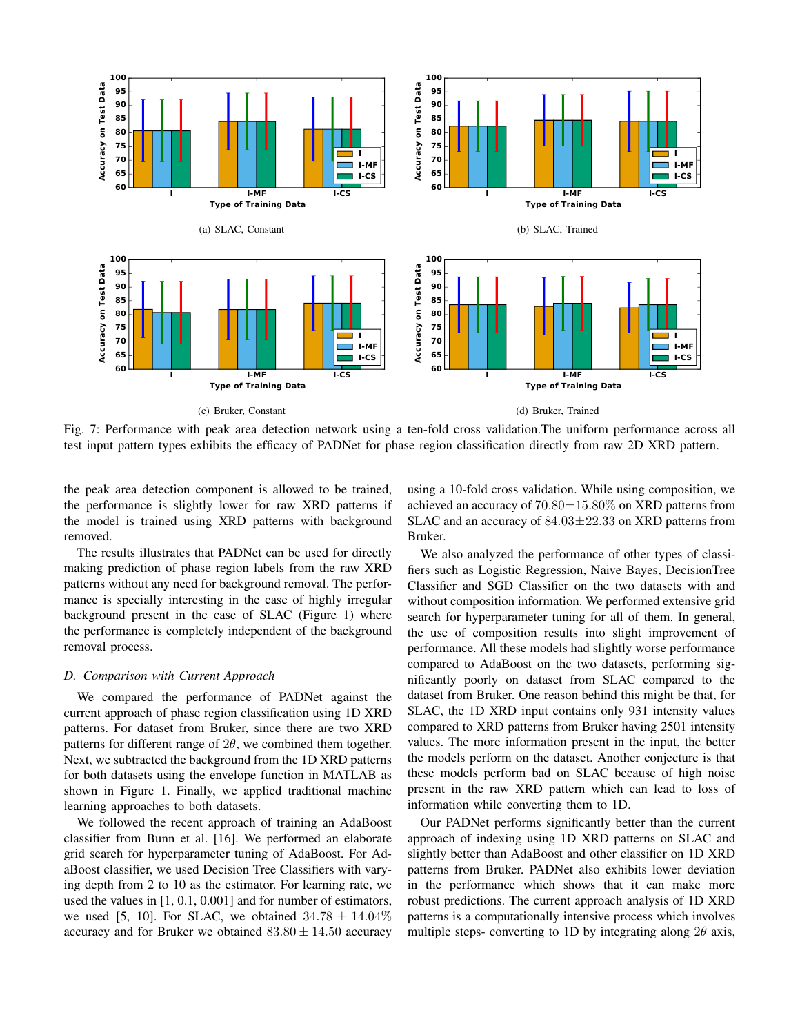(a) SLAC, Constant

(b) SLAC, Trained

(c) Bruker, Constant

(d) Bruker, Trained

Fig. 7: Performance with peak area detection network using a ten-fold cross validation.The uniform performance across all test input pattern types exhibits the efficacy of PADNet for phase region classification directly from raw 2D XRD pattern.

the peak area detection component is allowed to be trained, the performance is slightly lower for raw XRD patterns if the model is trained using XRD patterns with background removed.

The results illustrates that PADNet can be used for directly making prediction of phase region labels from the raw XRD patterns without any need for background removal. The performance is specially interesting in the case of highly irregular background present in the case of SLAC (Figure 1) where the performance is completely independent of the background removal process.

### *D. Comparison with Current Approach*

We compared the performance of PADNet against the current approach of phase region classification using 1D XRD patterns. For dataset from Bruker, since there are two XRD patterns for different range of $2\theta$, we combined them together. Next, we subtracted the background from the 1D XRD patterns for both datasets using the envelope function in MATLAB as shown in Figure 1. Finally, we applied traditional machine learning approaches to both datasets.

We followed the recent approach of training an AdaBoost classifier from Bunn et al. [16]. We performed an elaborate grid search for hyperparameter tuning of AdaBoost. For AdaBoost classifier, we used Decision Tree Classifiers with varying depth from 2 to 10 as the estimator. For learning rate, we used the values in [1, 0.1, 0.001] and for number of estimators, we used [5, 10]. For SLAC, we obtained $34.78 \pm 14.04\%$ accuracy and for Bruker we obtained $83.80 \pm 14.50$ accuracy using a 10-fold cross validation. While using composition, we achieved an accuracy of $70.80\pm15.80\%$ on XRD patterns from SLAC and an accuracy of $84.03\pm22.33$ on XRD patterns from Bruker.

We also analyzed the performance of other types of classifiers such as Logistic Regression, Naive Bayes, DecisionTree Classifier and SGD Classifier on the two datasets with and without composition information. We performed extensive grid search for hyperparameter tuning for all of them. In general, the use of composition results into slight improvement of performance. All these models had slightly worse performance compared to AdaBoost on the two datasets, performing significantly poorly on dataset from SLAC compared to the dataset from Bruker. One reason behind this might be that, for SLAC, the 1D XRD input contains only 931 intensity values compared to XRD patterns from Bruker having 2501 intensity values. The more information present in the input, the better the models perform on the dataset. Another conjecture is that these models perform bad on SLAC because of high noise present in the raw XRD pattern which can lead to loss of information while converting them to 1D.

Our PADNet performs significantly better than the current approach of indexing using 1D XRD patterns on SLAC and slightly better than AdaBoost and other classifier on 1D XRD patterns from Bruker. PADNet also exhibits lower deviation in the performance which shows that it can make more robust predictions. The current approach analysis of 1D XRD patterns is a computationally intensive process which involves multiple steps- converting to 1D by integrating along $2\theta$ axis,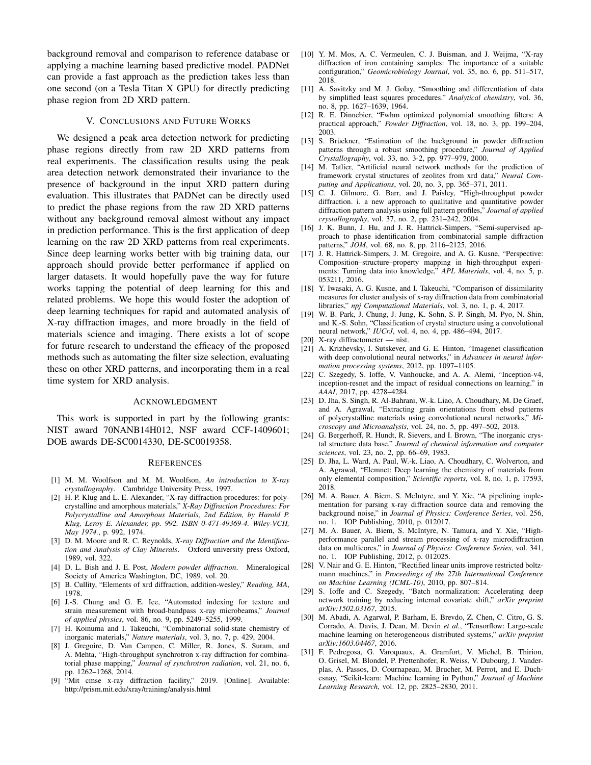background removal and comparison to reference database or applying a machine learning based predictive model. PADNet can provide a fast approach as the prediction takes less than one second (on a Tesla Titan X GPU) for directly predicting phase region from 2D XRD pattern.

## V. Conclusions and Future Works

We designed a peak area detection network for predicting phase regions directly from raw 2D XRD patterns from real experiments. The classification results using the peak area detection network demonstrated their invariance to the presence of background in the input XRD pattern during evaluation. This illustrates that PADNet can be directly used to predict the phase regions from the raw 2D XRD patterns without any background removal almost without any impact in prediction performance. This is the first application of deep learning on the raw 2D XRD patterns from real experiments. Since deep learning works better with big training data, our approach should provide better performance if applied on larger datasets. It would hopefully pave the way for future works tapping the potential of deep learning for this and related problems. We hope this would foster the adoption of deep learning techniques for rapid and automated analysis of X-ray diffraction images, and more broadly in the field of materials science and imaging. There exists a lot of scope for future research to understand the efficacy of the proposed methods such as automating the filter size selection, evaluating these on other XRD patterns, and incorporating them in a real time system for XRD analysis.

## Acknowledgment

This work is supported in part by the following grants: NIST award 70NANB14H012, NSF award CCF-1409601; DOE awards DE-SC0014330, DE-SC0019358.

## References

[1] M. M. Woolfson and M. M. Woolfson, *An introduction to X-ray crystallography*. Cambridge University Press, 1997.

[2] H. P. Klug and L. E. Alexander, "X-ray diffraction procedures: for polycrystalline and amorphous materials," *X-Ray Diffraction Procedures: For Polycrystalline and Amorphous Materials, 2nd Edition, by Harold P. Klug, Leroy E. Alexander, pp. 992. ISBN 0-471-49369-4. Wiley-VCH, May 1974.*, p. 992, 1974.

[3] D. M. Moore and R. C. Reynolds, *X-ray Diffraction and the Identification and Analysis of Clay Minerals*. Oxford university press Oxford, 1989, vol. 322.

[4] D. L. Bish and J. E. Post, *Modern powder diffraction*. Mineralogical Society of America Washington, DC, 1989, vol. 20.

[5] B. Cullity, "Elements of xrd diffraction, addition-wesley," *Reading, MA*, 1978.

[6] J.-S. Chung and G. E. Ice, "Automated indexing for texture and strain measurement with broad-bandpass x-ray microbeams," *Journal of applied physics*, vol. 86, no. 9, pp. 5249–5255, 1999.

[7] H. Koinuma and I. Takeuchi, "Combinatorial solid-state chemistry of inorganic materials," *Nature materials*, vol. 3, no. 7, p. 429, 2004.

[8] J. Gregoire, D. Van Campen, C. Miller, R. Jones, S. Suram, and A. Mehta, "High-throughput synchrotron x-ray diffraction for combinatorial phase mapping," *Journal of synchrotron radiation*, vol. 21, no. 6, pp. 1262–1268, 2014.

[9] "Mit cmse x-ray diffraction facility," 2019. [Online]. Available: http://prism.mit.edu/xray/training/analysis.html

[10] Y. M. Mos, A. C. Vermeulen, C. J. Buisman, and J. Weijma, "X-ray diffraction of iron containing samples: The importance of a suitable configuration," *Geomicrobiology Journal*, vol. 35, no. 6, pp. 511–517, 2018.

[11] A. Savitzky and M. J. Golay, "Smoothing and differentiation of data by simplified least squares procedures." *Analytical chemistry*, vol. 36, no. 8, pp. 1627–1639, 1964.

[12] R. E. Dinnebier, "Fwhm optimized polynomial smoothing filters: A practical approach," *Powder Diffraction*, vol. 18, no. 3, pp. 199–204, 2003.

[13] S. Brückner, "Estimation of the background in powder diffraction patterns through a robust smoothing procedure," *Journal of Applied Crystallography*, vol. 33, no. 3-2, pp. 977–979, 2000.

[14] M. Tatlier, "Artificial neural network methods for the prediction of framework crystal structures of zeolites from xrd data," *Neural Computing and Applications*, vol. 20, no. 3, pp. 365–371, 2011.

[15] C. J. Gilmore, G. Barr, and J. Paisley, "High-throughput powder diffraction. i. a new approach to qualitative and quantitative powder diffraction pattern analysis using full pattern profiles," *Journal of applied crystallography*, vol. 37, no. 2, pp. 231–242, 2004.

[16] J. K. Bunn, J. Hu, and J. R. Hattrick-Simpers, "Semi-supervised approach to phase identification from combinatorial sample diffraction patterns," *JOM*, vol. 68, no. 8, pp. 2116–2125, 2016.

[17] J. R. Hattrick-Simpers, J. M. Gregoire, and A. G. Kusne, "Perspective: Composition–structure–property mapping in high-throughput experiments: Turning data into knowledge," *APL Materials*, vol. 4, no. 5, p. 053211, 2016.

[18] Y. Iwasaki, A. G. Kusne, and I. Takeuchi, "Comparison of dissimilarity measures for cluster analysis of x-ray diffraction data from combinatorial libraries," *npj Computational Materials*, vol. 3, no. 1, p. 4, 2017.

[19] W. B. Park, J. Chung, J. Jung, K. Sohn, S. P. Singh, M. Pyo, N. Shin, and K.-S. Sohn, "Classification of crystal structure using a convolutional neural network," *IUCrJ*, vol. 4, no. 4, pp. 486–494, 2017.

[20] X-ray diffractometer — nist.

[21] A. Krizhevsky, I. Sutskever, and G. E. Hinton, "Imagenet classification with deep convolutional neural networks," in *Advances in neural information processing systems*, 2012, pp. 1097–1105.

[22] C. Szegedy, S. Ioffe, V. Vanhoucke, and A. A. Alemi, "Inception-v4, inception-resnet and the impact of residual connections on learning." in *AAAI*, 2017, pp. 4278–4284.

[23] D. Jha, S. Singh, R. Al-Bahrani, W.-k. Liao, A. Choudhary, M. De Graef, and A. Agrawal, "Extracting grain orientations from ebsd patterns of polycrystalline materials using convolutional neural networks," *Microscopy and Microanalysis*, vol. 24, no. 5, pp. 497–502, 2018.

[24] G. Bergerhoff, R. Hundt, R. Sievers, and I. Brown, "The inorganic crystal structure data base," *Journal of chemical information and computer sciences*, vol. 23, no. 2, pp. 66–69, 1983.

[25] D. Jha, L. Ward, A. Paul, W.-k. Liao, A. Choudhary, C. Wolverton, and A. Agrawal, "Elemnet: Deep learning the chemistry of materials from only elemental composition," *Scientific reports*, vol. 8, no. 1, p. 17593, 2018.

[26] M. A. Bauer, A. Biem, S. McIntyre, and Y. Xie, "A pipelining implementation for parsing x-ray diffraction source data and removing the background noise," in *Journal of Physics: Conference Series*, vol. 256, no. 1. IOP Publishing, 2010, p. 012017.

[27] M. A. Bauer, A. Biem, S. McIntyre, N. Tamura, and Y. Xie, "High-performance parallel and stream processing of x-ray microdiffraction data on multicores," in *Journal of Physics: Conference Series*, vol. 341, no. 1. IOP Publishing, 2012, p. 012025.

[28] V. Nair and G. E. Hinton, "Rectified linear units improve restricted boltzmann machines," in *Proceedings of the 27th International Conference on Machine Learning (ICML-10)*, 2010, pp. 807–814.

[29] S. Ioffe and C. Szegedy, "Batch normalization: Accelerating deep network training by reducing internal covariate shift," *arXiv preprint arXiv:1502.03167*, 2015.

[30] M. Abadi, A. Agarwal, P. Barham, E. Brevdo, Z. Chen, C. Citro, G. S. Corrado, A. Davis, J. Dean, M. Devin *et al.*, "Tensorflow: Large-scale machine learning on heterogeneous distributed systems," *arXiv preprint arXiv:1603.04467*, 2016.

[31] F. Pedregosa, G. Varoquaux, A. Gramfort, V. Michel, B. Thirion, O. Grisel, M. Blondel, P. Prettenhofer, R. Weiss, V. Dubourg, J. Vanderplas, A. Passos, D. Cournapeau, M. Brucher, M. Perrot, and E. Duchesnay, "Scikit-learn: Machine learning in Python," *Journal of Machine Learning Research*, vol. 12, pp. 2825–2830, 2011.